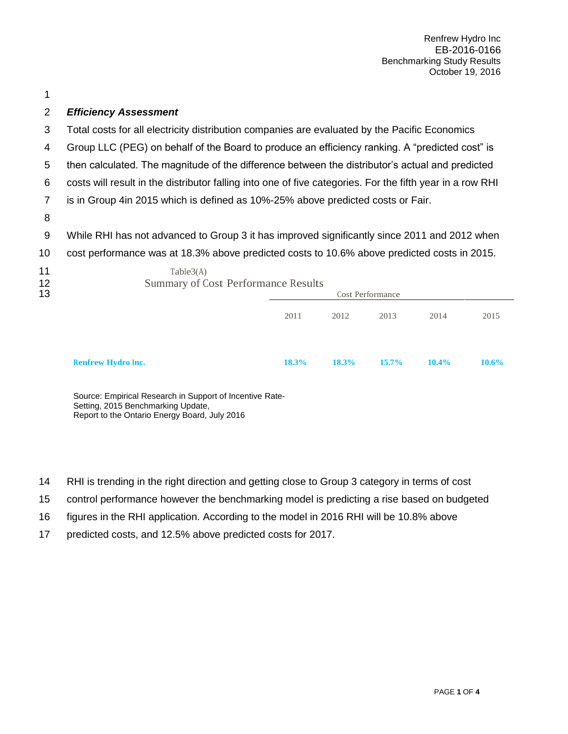### *Efficiency Assessment*

Total costs for all electricity distribution companies are evaluated by the Pacific Economics Group LLC (PEG) on behalf of the Board to produce an efficiency ranking. A "predicted cost" is then calculated. The magnitude of the difference between the distributor's actual and predicted costs will result in the distributor falling into one of five categories. For the fifth year in a row RHI is in Group 4in 2015 which is defined as 10%-25% above predicted costs or Fair.

While RHI has not advanced to Group 3 it has improved significantly since 2011 and 2012 when cost performance was at 18.3% above predicted costs to 10.6% above predicted costs in 2015.

Table3(A)

Summary of Cost Performance Results

| | Cost Performance | | | | |
|---|---|---|---|---|---|
| | 2011 | 2012 | 2013 | 2014 | 2015 |
| **Renfrew Hydro Inc.** | **18.3%** | **18.3%** | **15.7%** | **10.4%** | **10.6%** |

Source: Empirical Research in Support of Incentive Rate-Setting, 2015 Benchmarking Update, Report to the Ontario Energy Board, July 2016

RHI is trending in the right direction and getting close to Group 3 category in terms of cost control performance however the benchmarking model is predicting a rise based on budgeted figures in the RHI application. According to the model in 2016 RHI will be 10.8% above predicted costs, and 12.5% above predicted costs for 2017.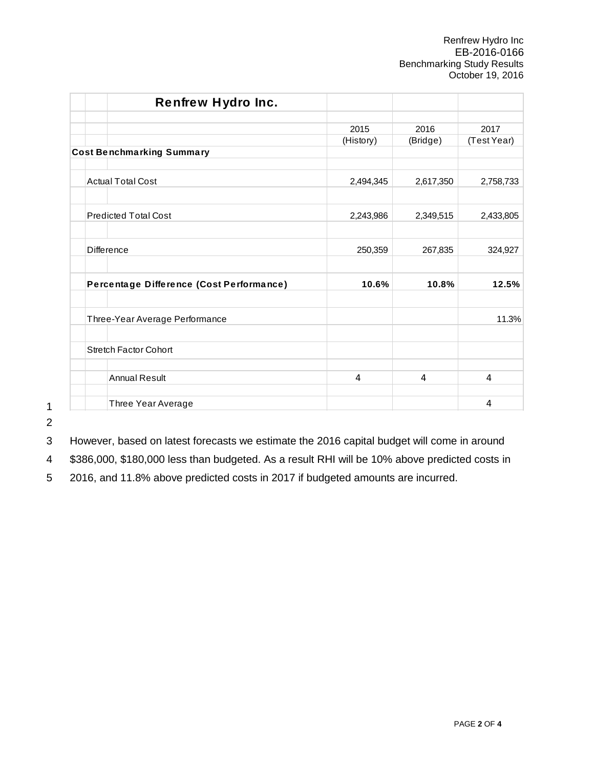| Renfrew Hydro Inc. | | | |
|---|---|---|---|
| | 2015 (History) | 2016 (Bridge) | 2017 (Test Year) |
| **Cost Benchmarking Summary** | | | |
| Actual Total Cost | 2,494,345 | 2,617,350 | 2,758,733 |
| Predicted Total Cost | 2,243,986 | 2,349,515 | 2,433,805 |
| Difference | 250,359 | 267,835 | 324,927 |
| **Percentage Difference (Cost Performance)** | **10.6%** | **10.8%** | **12.5%** |
| Three-Year Average Performance | | | 11.3% |
| Stretch Factor Cohort | | | |
| Annual Result | 4 | 4 | 4 |
| Three Year Average | | | 4 |

However, based on latest forecasts we estimate the 2016 capital budget will come in around $386,000, $180,000 less than budgeted. As a result RHI will be 10% above predicted costs in 2016, and 11.8% above predicted costs in 2017 if budgeted amounts are incurred.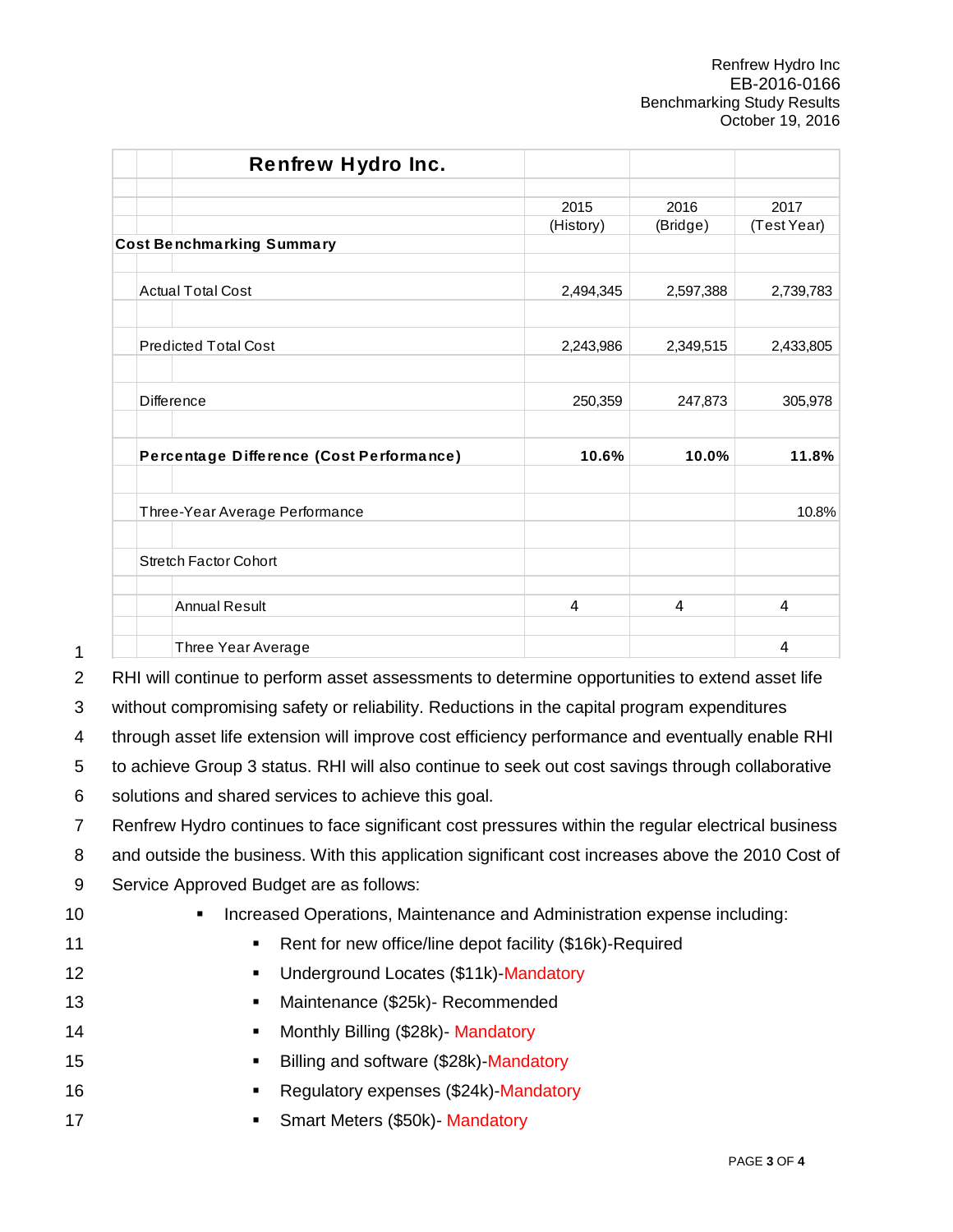| Renfrew Hydro Inc. | | | |
|---|---|---|---|
| | 2015 (History) | 2016 (Bridge) | 2017 (Test Year) |
| **Cost Benchmarking Summary** | | | |
| Actual Total Cost | 2,494,345 | 2,597,388 | 2,739,783 |
| Predicted Total Cost | 2,243,986 | 2,349,515 | 2,433,805 |
| Difference | 250,359 | 247,873 | 305,978 |
| **Percentage Difference (Cost Performance)** | **10.6%** | **10.0%** | **11.8%** |
| Three-Year Average Performance | | | 10.8% |
| Stretch Factor Cohort | | | |
| Annual Result | 4 | 4 | 4 |
| Three Year Average | | | 4 |

RHI will continue to perform asset assessments to determine opportunities to extend asset life without compromising safety or reliability. Reductions in the capital program expenditures through asset life extension will improve cost efficiency performance and eventually enable RHI to achieve Group 3 status. RHI will also continue to seek out cost savings through collaborative solutions and shared services to achieve this goal.

Renfrew Hydro continues to face significant cost pressures within the regular electrical business and outside the business. With this application significant cost increases above the 2010 Cost of Service Approved Budget are as follows:

- Increased Operations, Maintenance and Administration expense including:
  - Rent for new office/line depot facility ($16k)-Required
  - Underground Locates ($11k)-Mandatory
  - Maintenance ($25k)- Recommended
  - Monthly Billing ($28k)- Mandatory
  - Billing and software ($28k)-Mandatory
  - Regulatory expenses ($24k)-Mandatory
  - Smart Meters ($50k)- Mandatory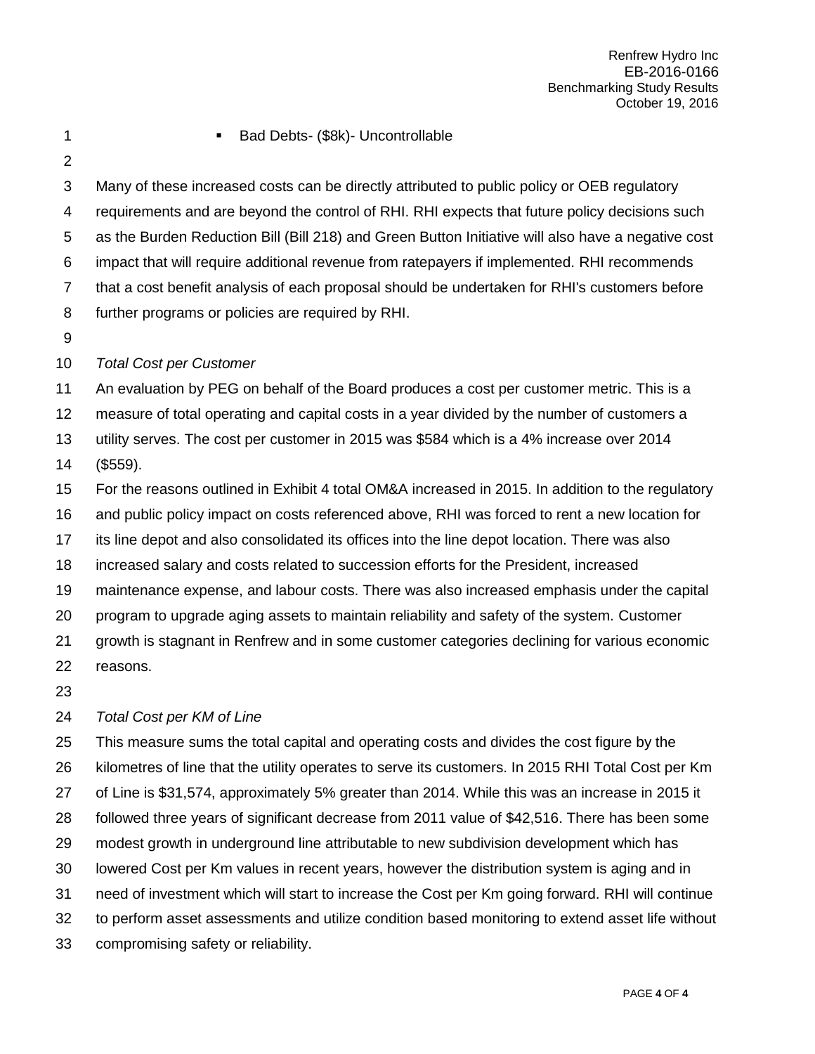- Bad Debts- ($8k)- Uncontrollable

Many of these increased costs can be directly attributed to public policy or OEB regulatory requirements and are beyond the control of RHI. RHI expects that future policy decisions such as the Burden Reduction Bill (Bill 218) and Green Button Initiative will also have a negative cost impact that will require additional revenue from ratepayers if implemented. RHI recommends that a cost benefit analysis of each proposal should be undertaken for RHI's customers before further programs or policies are required by RHI.

*Total Cost per Customer*

An evaluation by PEG on behalf of the Board produces a cost per customer metric. This is a measure of total operating and capital costs in a year divided by the number of customers a utility serves. The cost per customer in 2015 was $584 which is a 4% increase over 2014 ($559).

For the reasons outlined in Exhibit 4 total OM&A increased in 2015. In addition to the regulatory and public policy impact on costs referenced above, RHI was forced to rent a new location for its line depot and also consolidated its offices into the line depot location. There was also increased salary and costs related to succession efforts for the President, increased maintenance expense, and labour costs. There was also increased emphasis under the capital program to upgrade aging assets to maintain reliability and safety of the system. Customer growth is stagnant in Renfrew and in some customer categories declining for various economic reasons.

*Total Cost per KM of Line*

This measure sums the total capital and operating costs and divides the cost figure by the kilometres of line that the utility operates to serve its customers. In 2015 RHI Total Cost per Km of Line is $31,574, approximately 5% greater than 2014. While this was an increase in 2015 it followed three years of significant decrease from 2011 value of $42,516. There has been some modest growth in underground line attributable to new subdivision development which has lowered Cost per Km values in recent years, however the distribution system is aging and in need of investment which will start to increase the Cost per Km going forward. RHI will continue to perform asset assessments and utilize condition based monitoring to extend asset life without compromising safety or reliability.